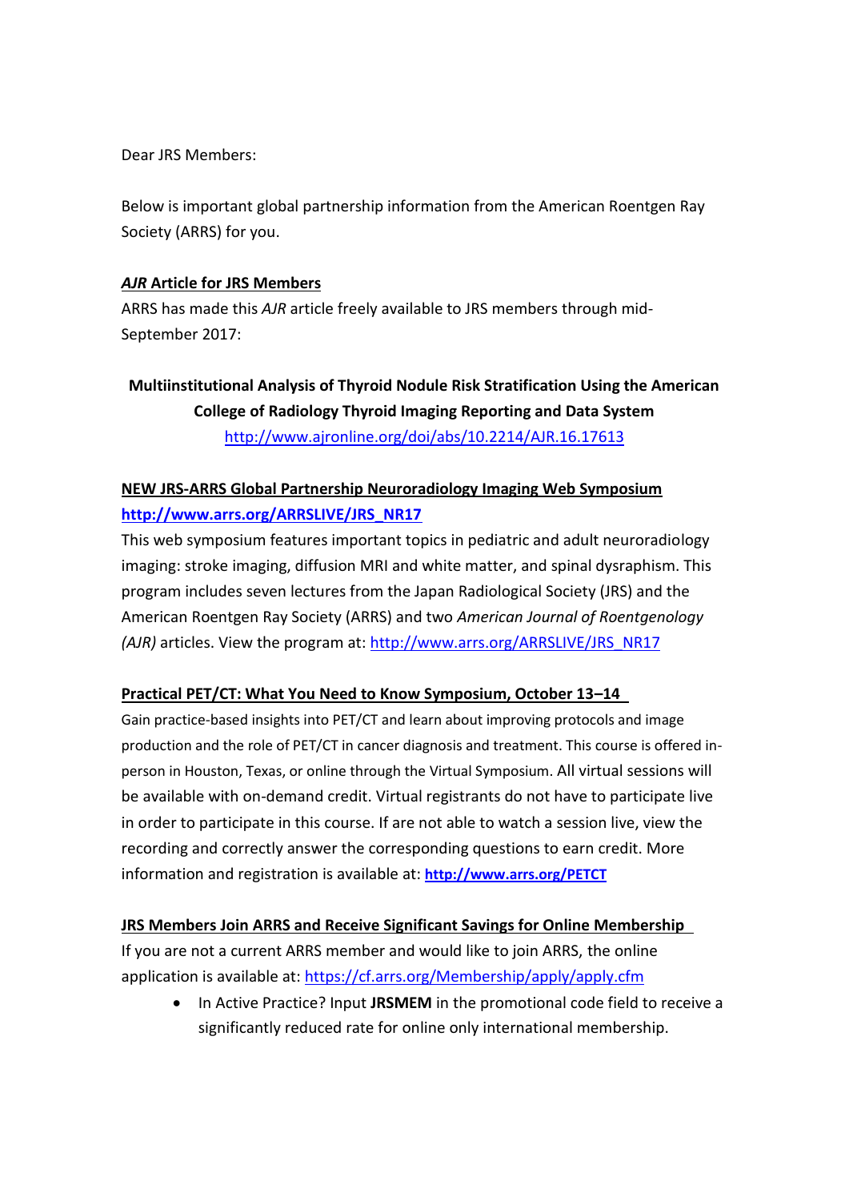Dear JRS Members:

Below is important global partnership information from the American Roentgen Ray Society (ARRS) for you.

## *AJR* Article for JRS Members

ARRS has made this *AJR* article freely available to JRS members through mid-September 2017:

**Multiinstitutional Analysis of Thyroid Nodule Risk Stratification Using the American College of Radiology Thyroid Imaging Reporting and Data System**
http://www.ajronline.org/doi/abs/10.2214/AJR.16.17613

## NEW JRS-ARRS Global Partnership Neuroradiology Imaging Web Symposium

**http://www.arrs.org/ARRSLIVE/JRS_NR17**

This web symposium features important topics in pediatric and adult neuroradiology imaging: stroke imaging, diffusion MRI and white matter, and spinal dysraphism. This program includes seven lectures from the Japan Radiological Society (JRS) and the American Roentgen Ray Society (ARRS) and two *American Journal of Roentgenology (AJR)* articles. View the program at: http://www.arrs.org/ARRSLIVE/JRS_NR17

## Practical PET/CT: What You Need to Know Symposium, October 13–14

Gain practice-based insights into PET/CT and learn about improving protocols and image production and the role of PET/CT in cancer diagnosis and treatment. This course is offered in-person in Houston, Texas, or online through the Virtual Symposium. All virtual sessions will be available with on-demand credit. Virtual registrants do not have to participate live in order to participate in this course. If are not able to watch a session live, view the recording and correctly answer the corresponding questions to earn credit. More information and registration is available at: **http://www.arrs.org/PETCT**

## JRS Members Join ARRS and Receive Significant Savings for Online Membership

If you are not a current ARRS member and would like to join ARRS, the online application is available at: https://cf.arrs.org/Membership/apply/apply.cfm

- In Active Practice? Input **JRSMEM** in the promotional code field to receive a significantly reduced rate for online only international membership.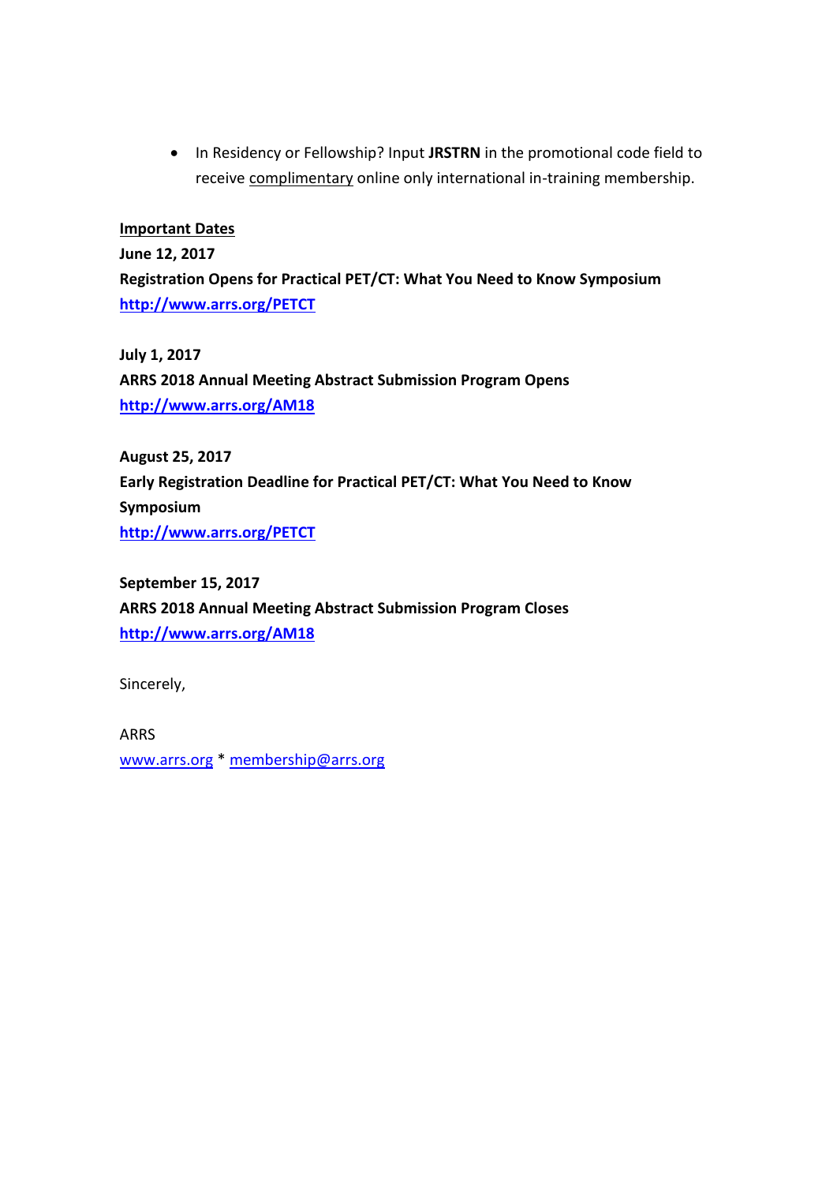- In Residency or Fellowship? Input **JRSTRN** in the promotional code field to receive complimentary online only international in-training membership.

**Important Dates**

**June 12, 2017**
**Registration Opens for Practical PET/CT: What You Need to Know Symposium**
**http://www.arrs.org/PETCT**

**July 1, 2017**
**ARRS 2018 Annual Meeting Abstract Submission Program Opens**
**http://www.arrs.org/AM18**

**August 25, 2017**
**Early Registration Deadline for Practical PET/CT: What You Need to Know Symposium**
**http://www.arrs.org/PETCT**

**September 15, 2017**
**ARRS 2018 Annual Meeting Abstract Submission Program Closes**
**http://www.arrs.org/AM18**

Sincerely,

ARRS
www.arrs.org * membership@arrs.org